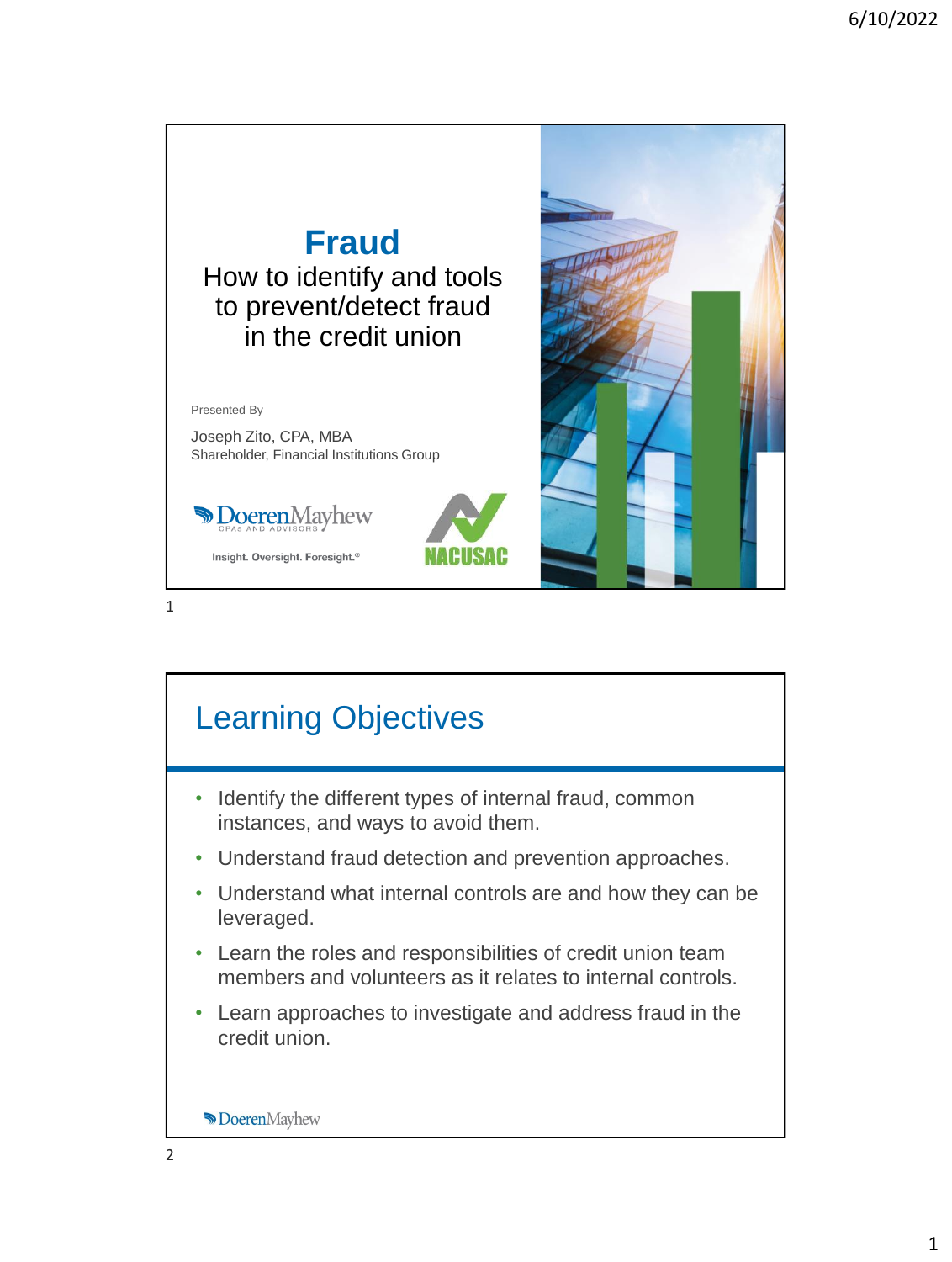# Fraud

How to identify and tools to prevent/detect fraud in the credit union

Presented By

Joseph Zito, CPA, MBA
Shareholder, Financial Institutions Group

DoerenMayhew CPAS AND ADVISORS

Insight. Oversight. Foresight.®

NACUSAC

## Learning Objectives

- Identify the different types of internal fraud, common instances, and ways to avoid them.
- Understand fraud detection and prevention approaches.
- Understand what internal controls are and how they can be leveraged.
- Learn the roles and responsibilities of credit union team members and volunteers as it relates to internal controls.
- Learn approaches to investigate and address fraud in the credit union.

DoerenMayhew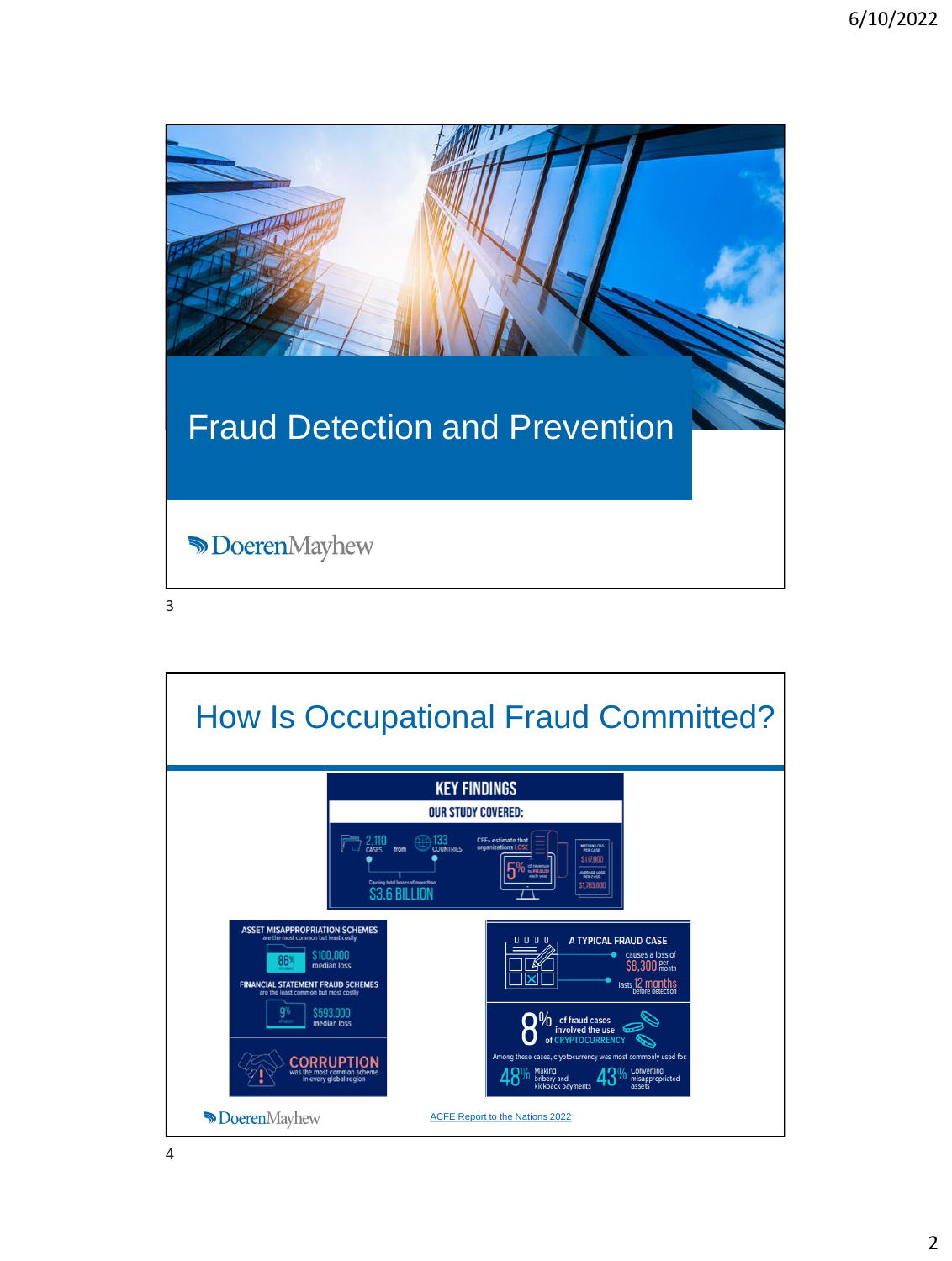# Fraud Detection and Prevention

DoerenMayhew

## How Is Occupational Fraud Committed?

**KEY FINDINGS**

**OUR STUDY COVERED:**

- 2,110 CASES from 133 COUNTRIES
- Causing total losses of more than $3.6 BILLION
- CFEs estimate that organizations LOSE 5% of revenue to fraud each year
- MEDIAN LOSS PER CASE $117,000
- AVERAGE LOSS PER CASE $1,783,000

**ASSET MISAPPROPRIATION SCHEMES** are the most common but least costly

- 86% of cases
- $100,000 median loss

**FINANCIAL STATEMENT FRAUD SCHEMES** are the least common but most costly

- 9% of cases
- $593,000 median loss

**CORRUPTION** was the most common scheme in every global region

**A TYPICAL FRAUD CASE**

- causes a loss of $8,300 per month
- lasts 12 months before detection

8% of fraud cases involved the use of CRYPTOCURRENCY

Among these cases, cryptocurrency was most commonly used for:

- 48% Making bribery and kickback payments
- 43% Converting misappropriated assets

DoerenMayhew

ACFE Report to the Nations 2022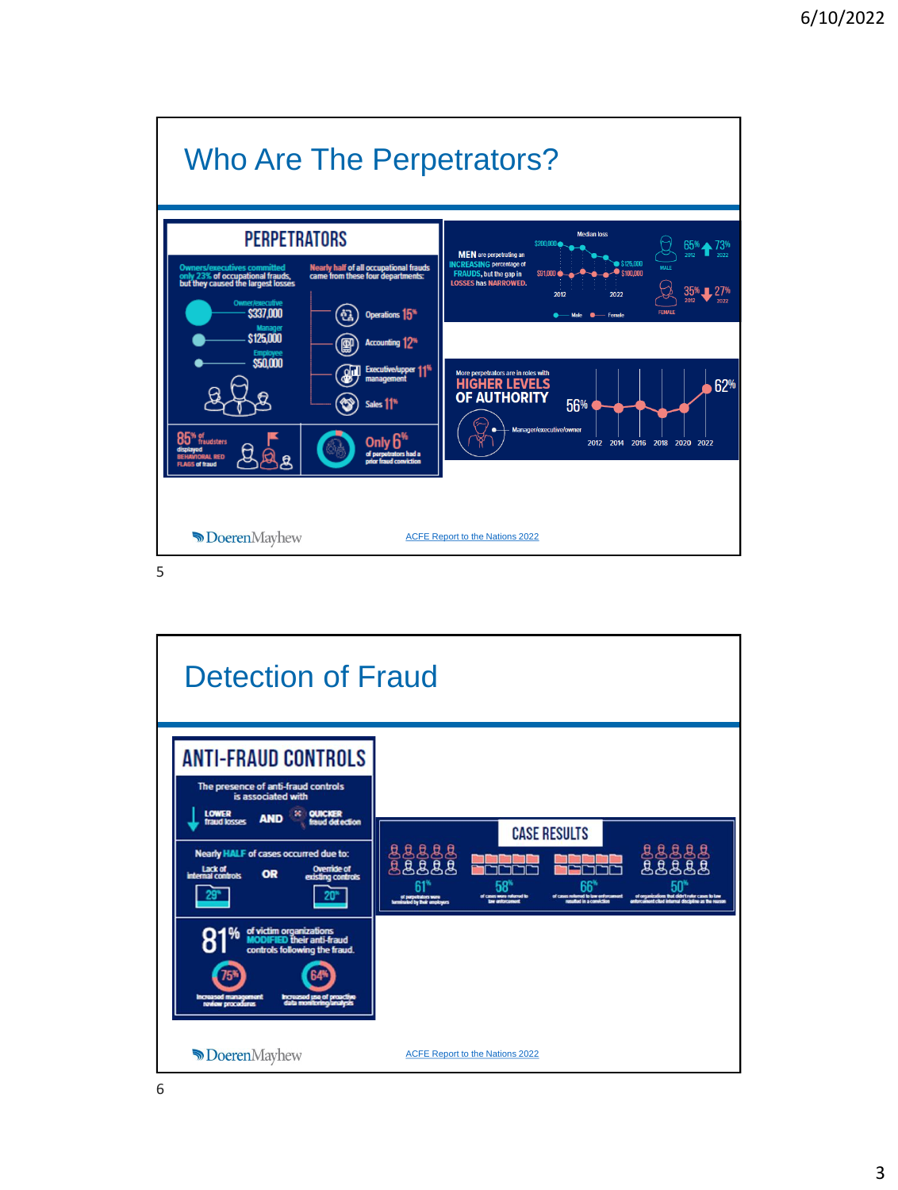# Who Are The Perpetrators?

## PERPETRATORS

Owners/executives committed only 23% of occupational frauds, but they caused the largest losses

- Owner/executive $337,000
- Manager $125,000
- Employee $50,000

Nearly half of all occupational frauds came from these four departments:

- Operations 15%
- Accounting 12%
- Executive/upper management 11%
- Sales 11%

85% of fraudsters displayed BEHAVIORAL RED FLAGS of fraud

Only 6% of perpetrators had a prior fraud conviction

MEN are perpetrating an INCREASING percentage of FRAUDS, but the gap in LOSSES has NARROWED.

Median loss

- Male: $200,000 (2012), $125,000 (2022)
- Female: $91,000 (2012), $100,000 (2022)

- MALE: 65% (2012), 73% (2022)
- FEMALE: 35% (2012), 27% (2022)

More perpetrators are in roles with HIGHER LEVELS OF AUTHORITY

Manager/executive/owner: 56% (2012) – 62% (2022)

2012 2014 2016 2018 2020 2022

DoerenMayhew

ACFE Report to the Nations 2022

# Detection of Fraud

## ANTI-FRAUD CONTROLS

The presence of anti-fraud controls is associated with LOWER fraud losses AND QUICKER fraud detection

Nearly HALF of cases occurred due to:

- Lack of internal controls 29%
- OR
- Override of existing controls 20%

81% of victim organizations MODIFIED their anti-fraud controls following the fraud.

- 75% Increased management review procedures
- 64% Increased use of proactive data monitoring/analysis

## CASE RESULTS

- 61% of perpetrators were terminated by their employers
- 58% of cases were referred to law enforcement
- 66% of cases referred to law enforcement resulted in a conviction
- 50% of organizations that didn't refer cases to law enforcement cited internal discipline as the reason

DoerenMayhew

ACFE Report to the Nations 2022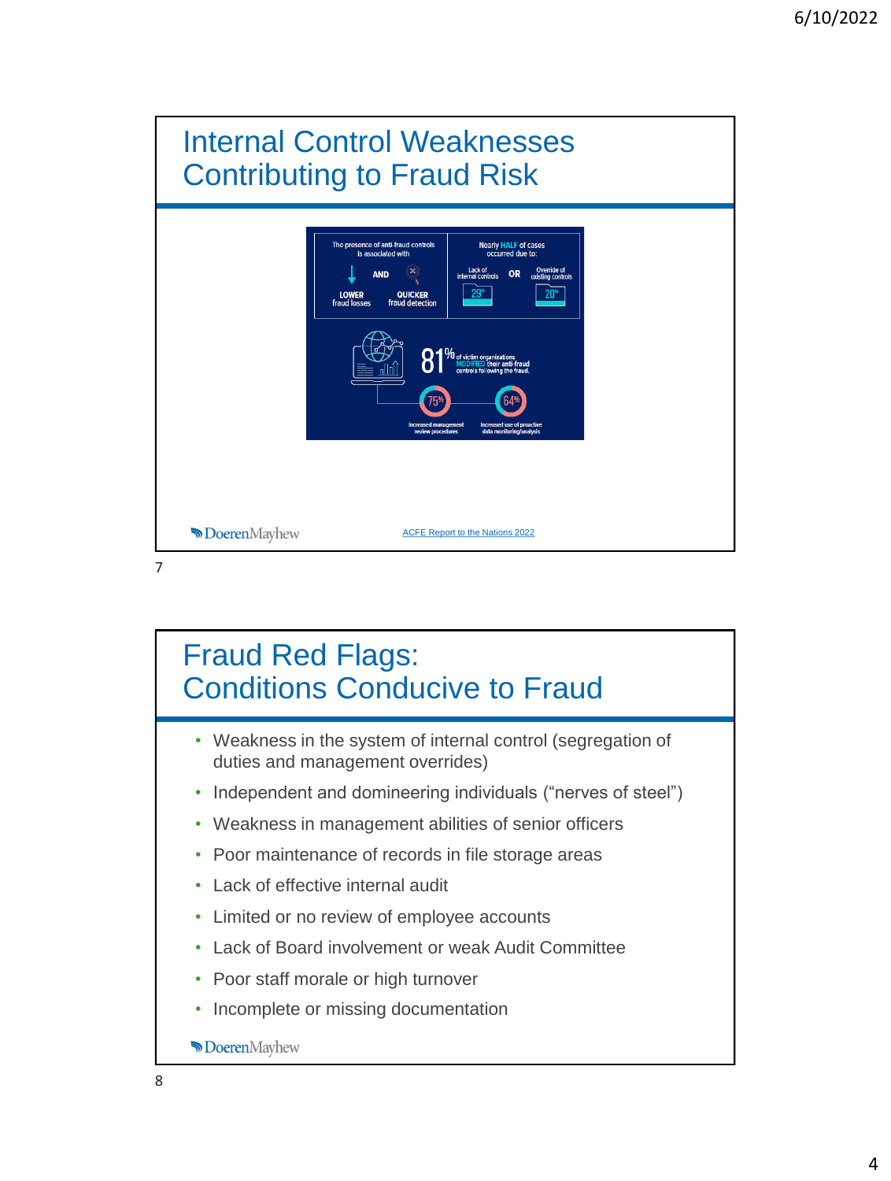# Internal Control Weaknesses Contributing to Fraud Risk

The presence of anti-fraud controls is associated with

LOWER fraud losses AND QUICKER fraud detection

Nearly HALF of cases occurred due to:

Lack of internal controls 29% OR Override of existing controls 20%

81% of victim organizations MODIFIED their anti-fraud controls following the fraud.

75% Increased management review procedures

64% Increased use of proactive data monitoring/analysis

DoerenMayhew

ACFE Report to the Nations 2022

# Fraud Red Flags: Conditions Conducive to Fraud

- Weakness in the system of internal control (segregation of duties and management overrides)
- Independent and domineering individuals ("nerves of steel")
- Weakness in management abilities of senior officers
- Poor maintenance of records in file storage areas
- Lack of effective internal audit
- Limited or no review of employee accounts
- Lack of Board involvement or weak Audit Committee
- Poor staff morale or high turnover
- Incomplete or missing documentation

DoerenMayhew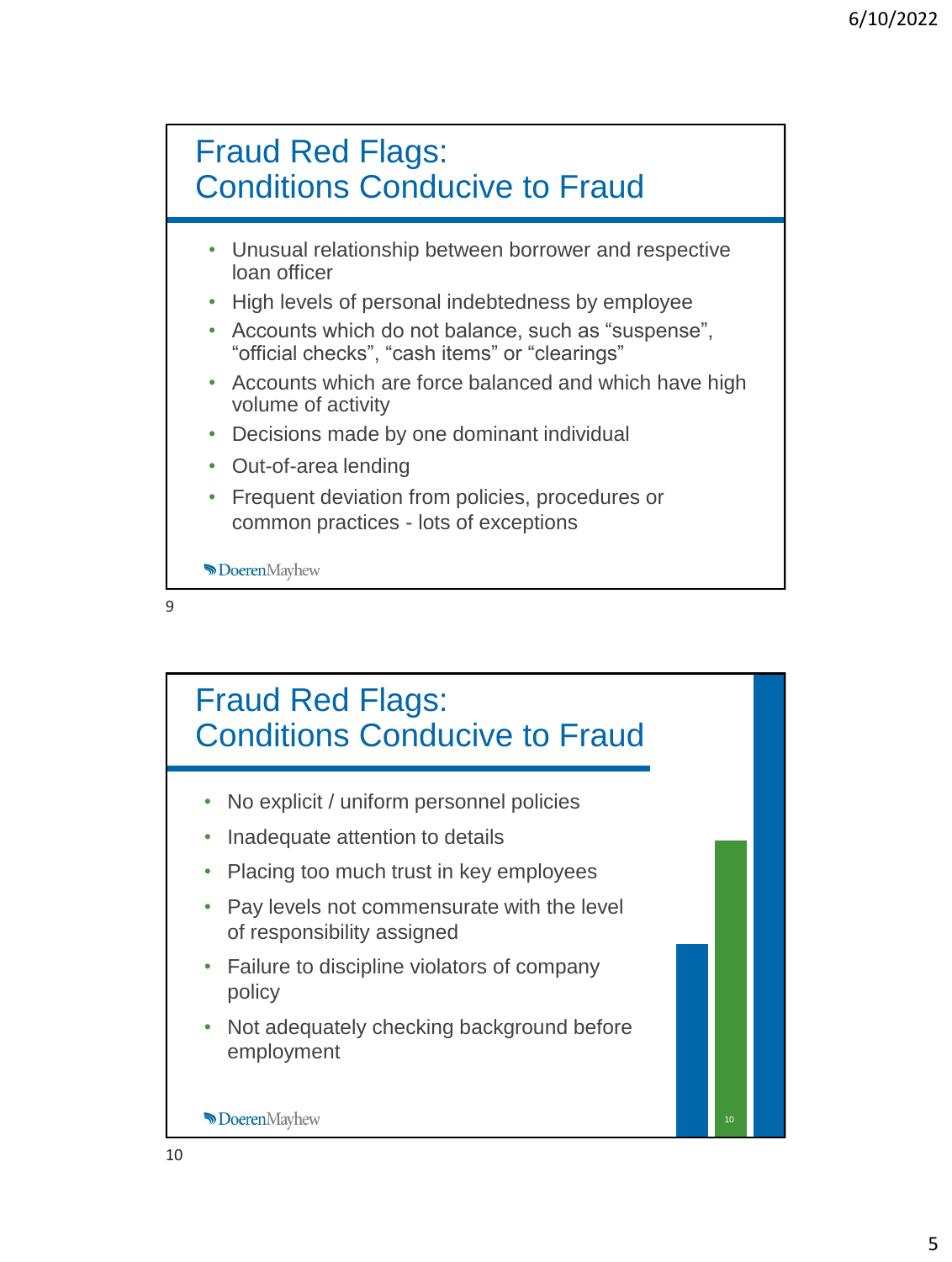## Fraud Red Flags: Conditions Conducive to Fraud

- Unusual relationship between borrower and respective loan officer
- High levels of personal indebtedness by employee
- Accounts which do not balance, such as "suspense", "official checks", "cash items" or "clearings"
- Accounts which are force balanced and which have high volume of activity
- Decisions made by one dominant individual
- Out-of-area lending
- Frequent deviation from policies, procedures or common practices - lots of exceptions

DoerenMayhew

## Fraud Red Flags: Conditions Conducive to Fraud

- No explicit / uniform personnel policies
- Inadequate attention to details
- Placing too much trust in key employees
- Pay levels not commensurate with the level of responsibility assigned
- Failure to discipline violators of company policy
- Not adequately checking background before employment

DoerenMayhew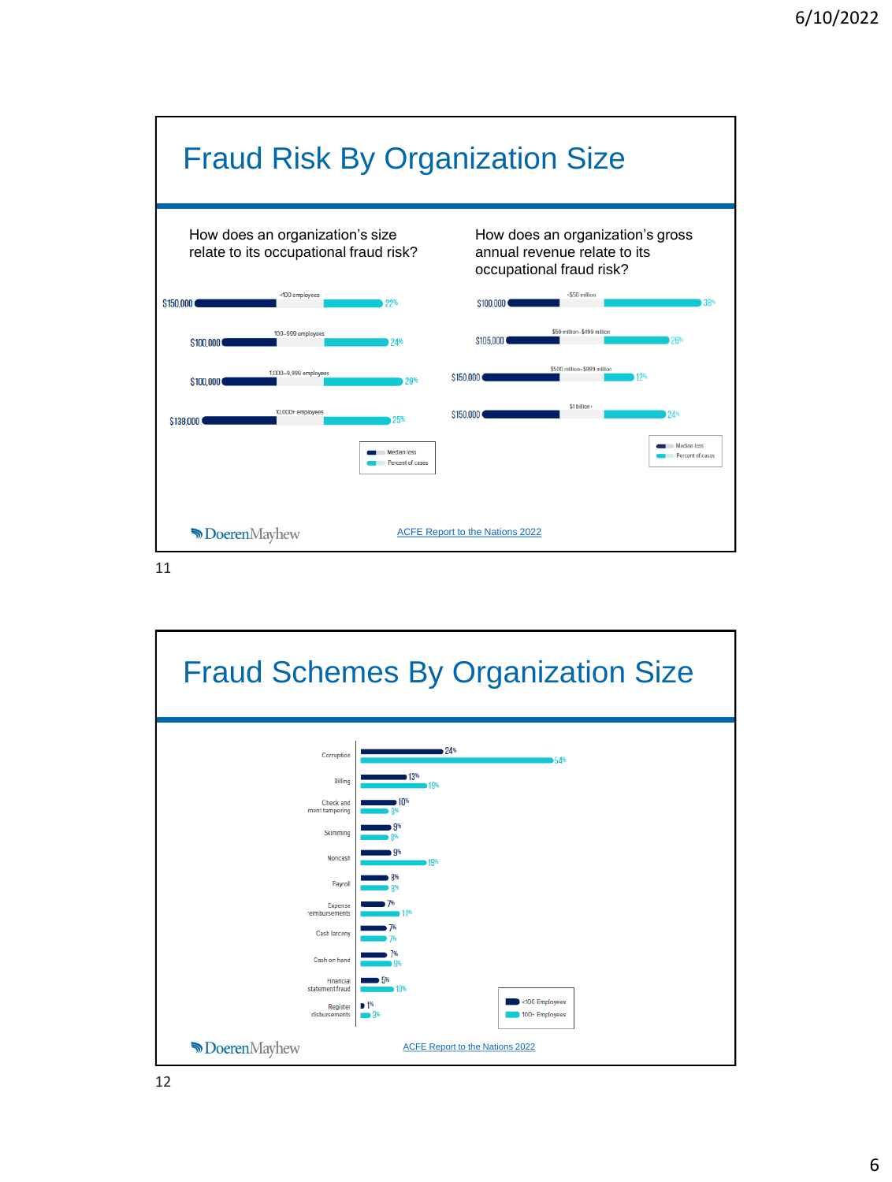# Fraud Risk By Organization Size

How does an organization's size relate to its occupational fraud risk?

| Organization size | Median loss | Percent of cases |
|---|---|---|
| <100 employees | $150,000 | 22% |
| 100–999 employees | $100,000 | 24% |
| 1,000–9,999 employees | $100,000 | 29% |
| 10,000+ employees | $138,000 | 25% |

How does an organization's gross annual revenue relate to its occupational fraud risk?

| Gross annual revenue | Median loss | Percent of cases |
|---|---|---|
| <$50 million | $100,000 | 38% |
| $50 million–$499 million | $105,000 | 26% |
| $500 million–$999 million | $150,000 | 12% |
| $1 billion+ | $150,000 | 24% |

DoerenMayhew

ACFE Report to the Nations 2022

# Fraud Schemes By Organization Size

| Scheme | <100 Employees | 100+ Employees |
|---|---|---|
| Corruption | 24% | 54% |
| Billing | 13% | 19% |
| Check and payment tampering | 10% | 3% |
| Skimming | 9% | 3% |
| Noncash | 9% | 19% |
| Payroll | 8% | 3% |
| Expense reimbursements | 7% | 11% |
| Cash larceny | 7% | 7% |
| Cash on hand | 7% | 9% |
| Financial statement fraud | 5% | 10% |
| Register disbursements | 1% | 3% |

DoerenMayhew

ACFE Report to the Nations 2022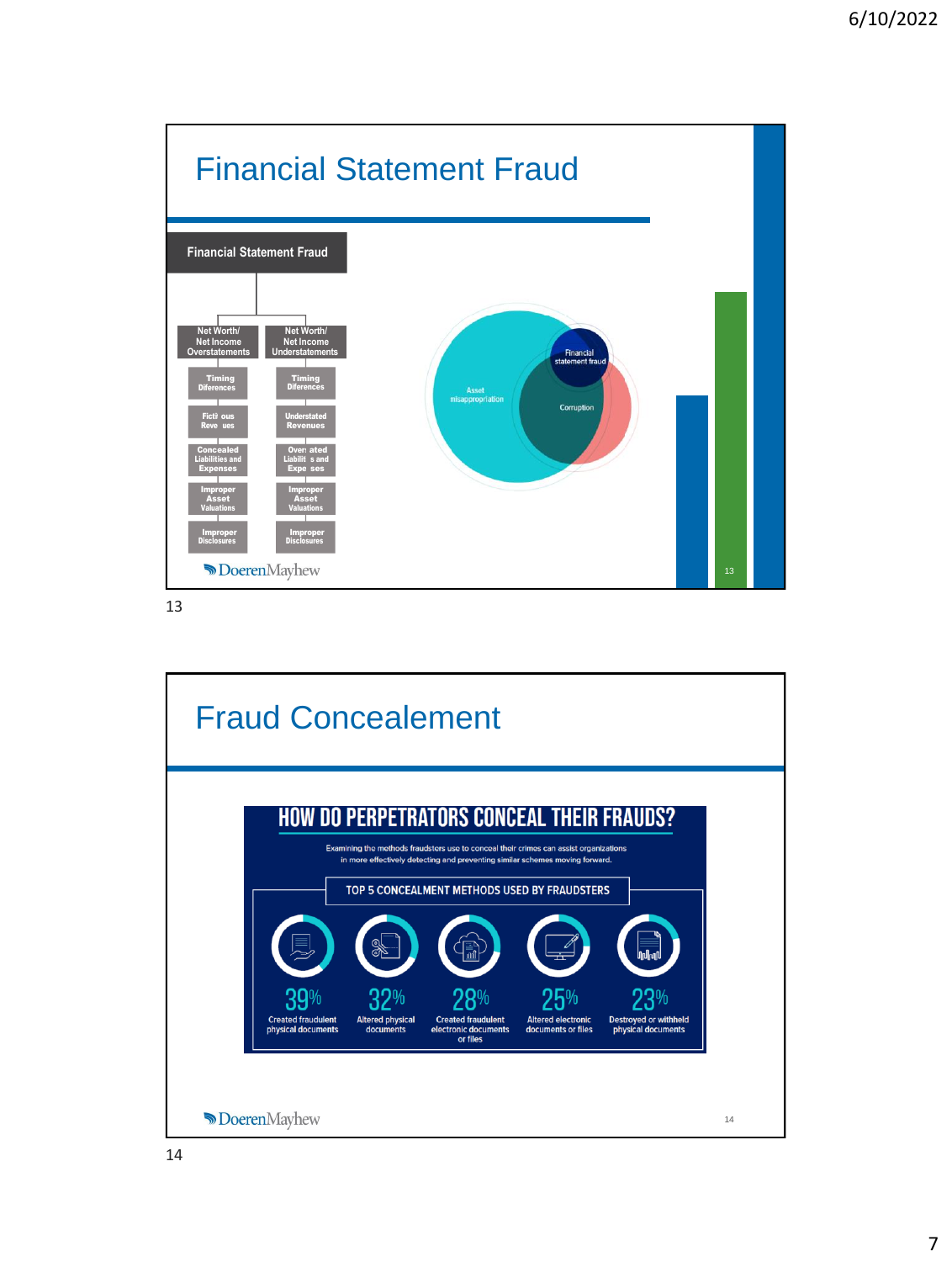# Financial Statement Fraud

Financial Statement Fraud

| Net Worth/ Net Income Overstatements | Net Worth/ Net Income Understatements |
| --- | --- |
| Timing Diferences | Timing Diferences |
| Ficti ous Reve ues | Understated Revenues |
| Concealed Liabilities and Expenses | Over ated Liabilit s and Expe ses |
| Improper Asset Valuations | Improper Asset Valuations |
| Improper Disclosures | Improper Disclosures |

Asset misappropriation

Financial statement fraud

Corruption

DoerenMayhew

13

# Fraud Concealement

## HOW DO PERPETRATORS CONCEAL THEIR FRAUDS?

Examining the methods fraudsters use to conceal their crimes can assist organizations in more effectively detecting and preventing similar schemes moving forward.

TOP 5 CONCEALMENT METHODS USED BY FRAUDSTERS

- 39% Created fraudulent physical documents
- 32% Altered physical documents
- 28% Created fraudulent electronic documents or files
- 25% Altered electronic documents or files
- 23% Destroyed or withheld physical documents

DoerenMayhew

14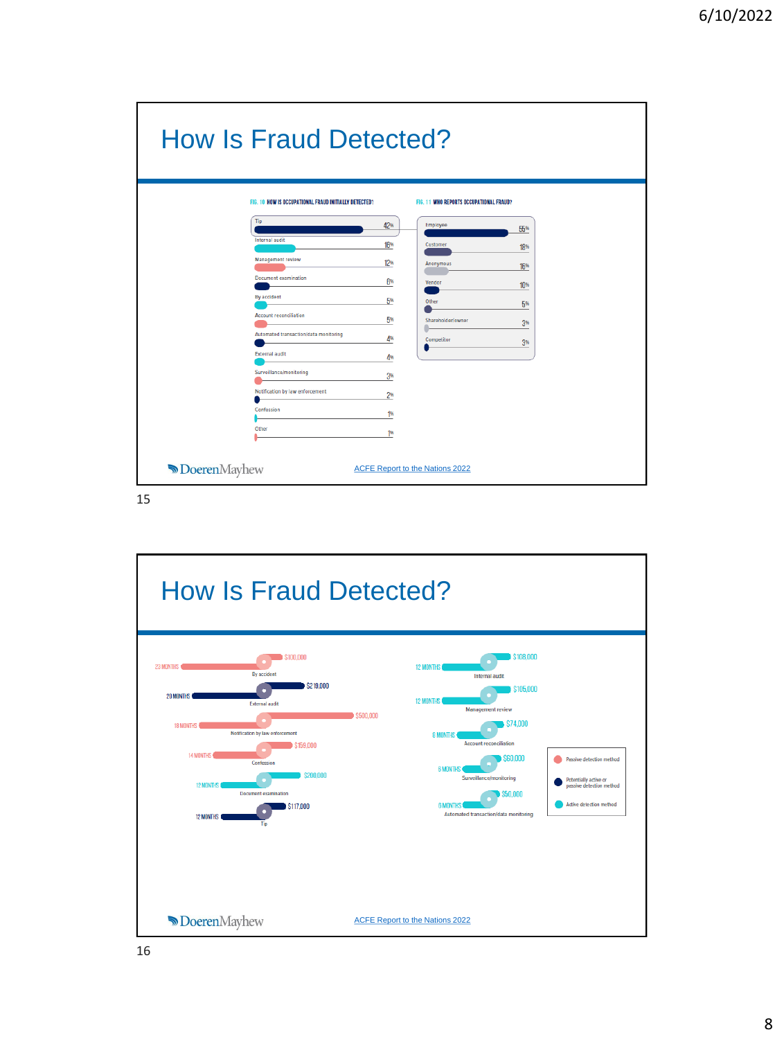# How Is Fraud Detected?

**FIG. 10 HOW IS OCCUPATIONAL FRAUD INITIALLY DETECTED?**

| Method | % |
|---|---|
| Tip | 42% |
| Internal audit | 16% |
| Management review | 12% |
| Document examination | 6% |
| By accident | 5% |
| Account reconciliation | 5% |
| Automated transaction/data monitoring | 4% |
| External audit | 4% |
| Surveillance/monitoring | 3% |
| Notification by law enforcement | 2% |
| Confession | 1% |
| Other | 1% |

**FIG. 11 WHO REPORTS OCCUPATIONAL FRAUD?**

| Source | % |
|---|---|
| Employee | 55% |
| Customer | 18% |
| Anonymous | 16% |
| Vendor | 10% |
| Other | 5% |
| Shareholder/owner | 3% |
| Competitor | 3% |

DoerenMayhew

ACFE Report to the Nations 2022

# How Is Fraud Detected?

| Detection method | Median duration | Median loss |
|---|---|---|
| By accident | 23 MONTHS | $100,000 |
| External audit | 20 MONTHS | $219,000 |
| Notification by law enforcement | 18 MONTHS | $500,000 |
| Confession | 14 MONTHS | $159,000 |
| Document examination | 12 MONTHS | $200,000 |
| Tip | 12 MONTHS | $117,000 |
| Internal audit | 12 MONTHS | $108,000 |
| Management review | 12 MONTHS | $105,000 |
| Account reconciliation | 8 MONTHS | $74,000 |
| Surveillance/monitoring | 6 MONTHS | $60,000 |
| Automated transaction/data monitoring | 6 MONTHS | $50,000 |

- Passive detection method
- Potentially active or passive detection method
- Active detection method

DoerenMayhew

ACFE Report to the Nations 2022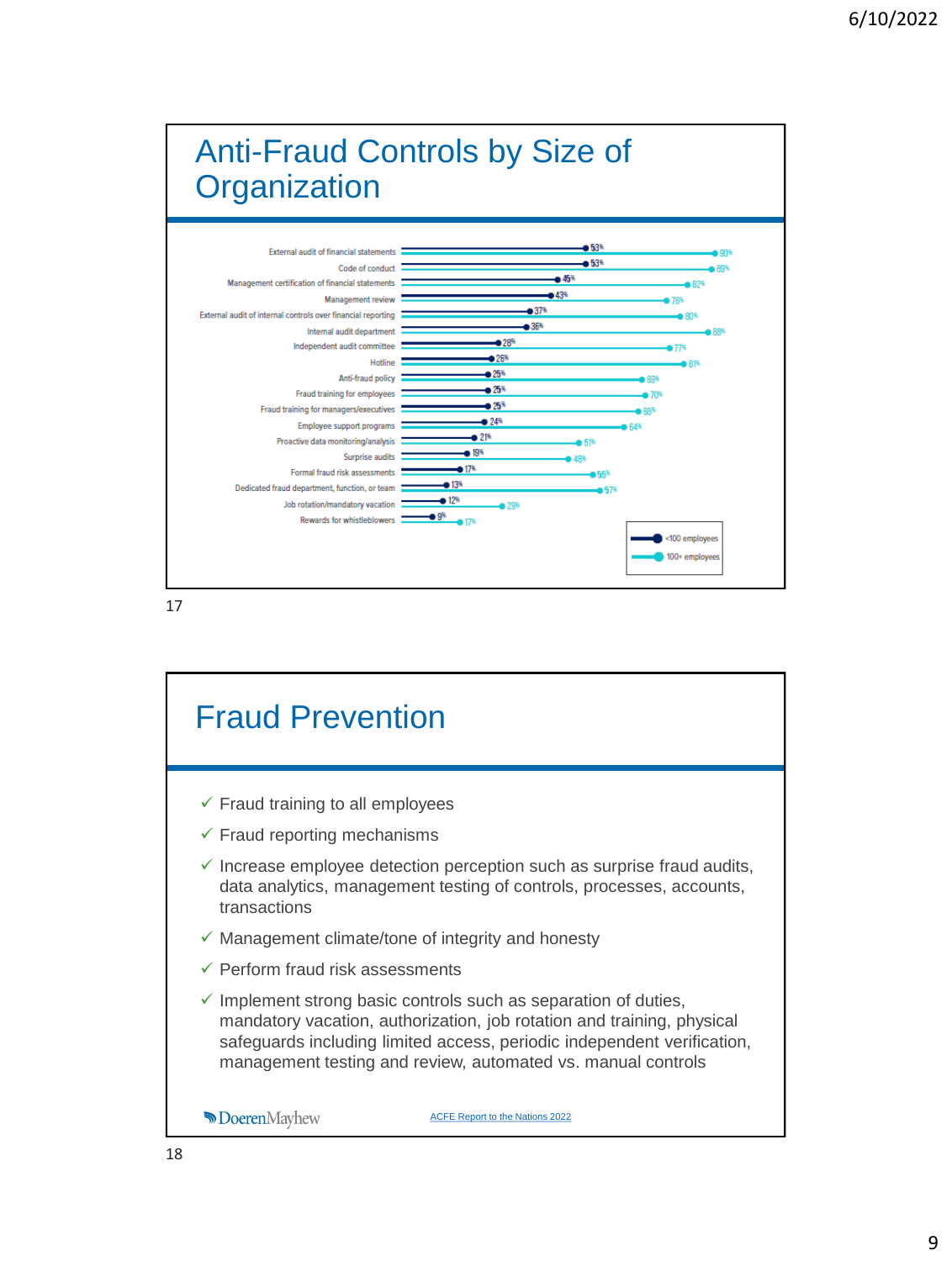# Anti-Fraud Controls by Size of Organization

| Control | <100 employees | 100+ employees |
|---|---|---|
| External audit of financial statements | 53% | 90% |
| Code of conduct | 53% | 89% |
| Management certification of financial statements | 45% | 82% |
| Management review | 43% | 76% |
| External audit of internal controls over financial reporting | 37% | 80% |
| Internal audit department | 36% | 88% |
| Independent audit committee | 28% | 77% |
| Hotline | 26% | 81% |
| Anti-fraud policy | 25% | 69% |
| Fraud training for employees | 25% | 70% |
| Fraud training for managers/executives | 25% | 68% |
| Employee support programs | 24% | 64% |
| Proactive data monitoring/analysis | 21% | 51% |
| Surprise audits | 19% | 48% |
| Formal fraud risk assessments | 17% | 55% |
| Dedicated fraud department, function, or team | 13% | 57% |
| Job rotation/mandatory vacation | 12% | 29% |
| Rewards for whistleblowers | 9% | 17% |

# Fraud Prevention

- ✓ Fraud training to all employees
- ✓ Fraud reporting mechanisms
- ✓ Increase employee detection perception such as surprise fraud audits, data analytics, management testing of controls, processes, accounts, transactions
- ✓ Management climate/tone of integrity and honesty
- ✓ Perform fraud risk assessments
- ✓ Implement strong basic controls such as separation of duties, mandatory vacation, authorization, job rotation and training, physical safeguards including limited access, periodic independent verification, management testing and review, automated vs. manual controls

DoerenMayhew

ACFE Report to the Nations 2022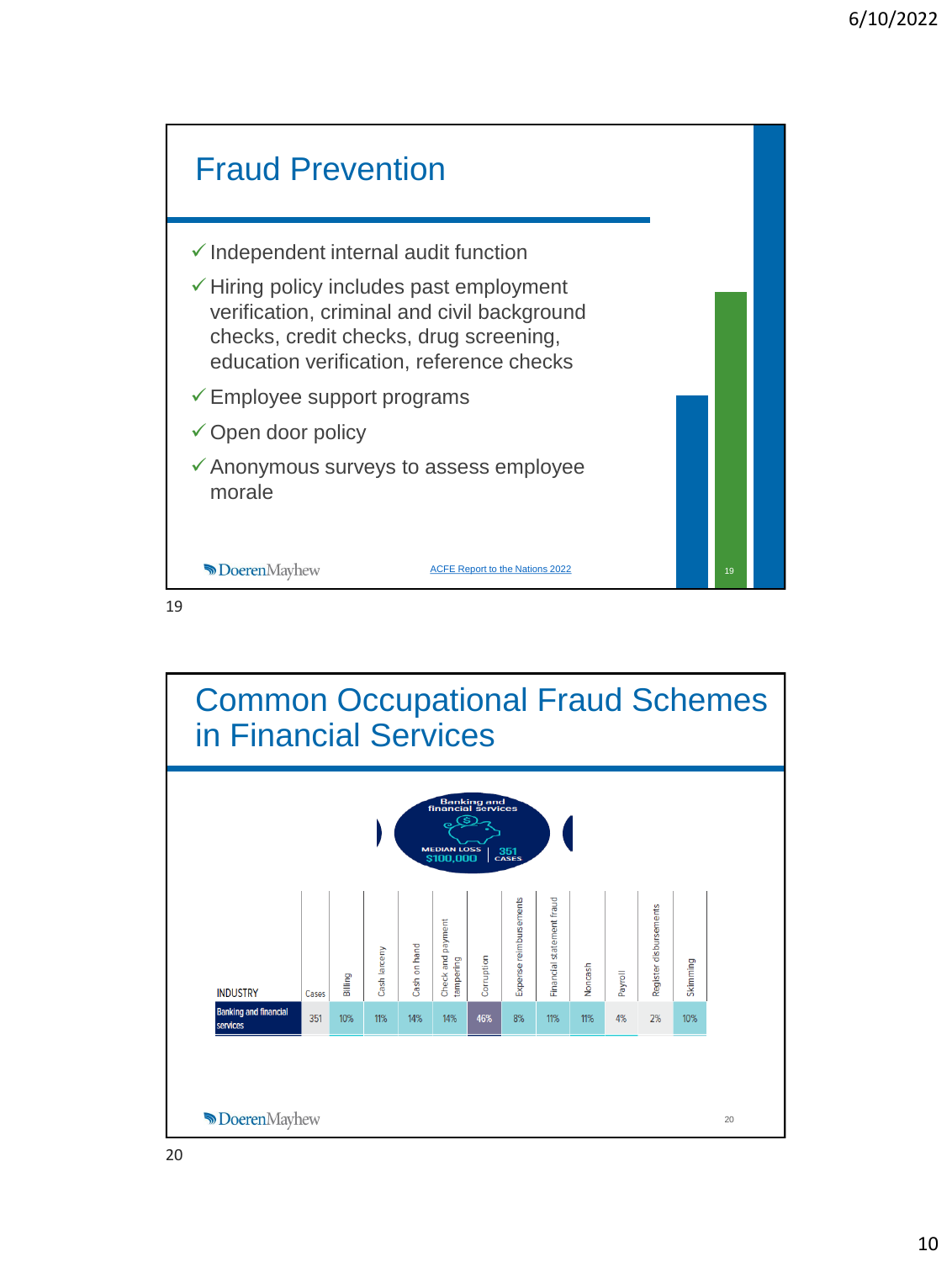# Fraud Prevention

- ✓ Independent internal audit function
- ✓ Hiring policy includes past employment verification, criminal and civil background checks, credit checks, drug screening, education verification, reference checks
- ✓ Employee support programs
- ✓ Open door policy
- ✓ Anonymous surveys to assess employee morale

DoerenMayhew

ACFE Report to the Nations 2022

# Common Occupational Fraud Schemes in Financial Services

Banking and financial services

MEDIAN LOSS $100,000 | 351 CASES

| INDUSTRY | Cases | Billing | Cash larceny | Cash on hand | Check and payment tampering | Corruption | Expense reimbursements | Financial statement fraud | Noncash | Payroll | Register disbursements | Skimming |
|---|---|---|---|---|---|---|---|---|---|---|---|---|
| Banking and financial services | 351 | 10% | 11% | 14% | 14% | 46% | 8% | 11% | 11% | 4% | 2% | 10% |

DoerenMayhew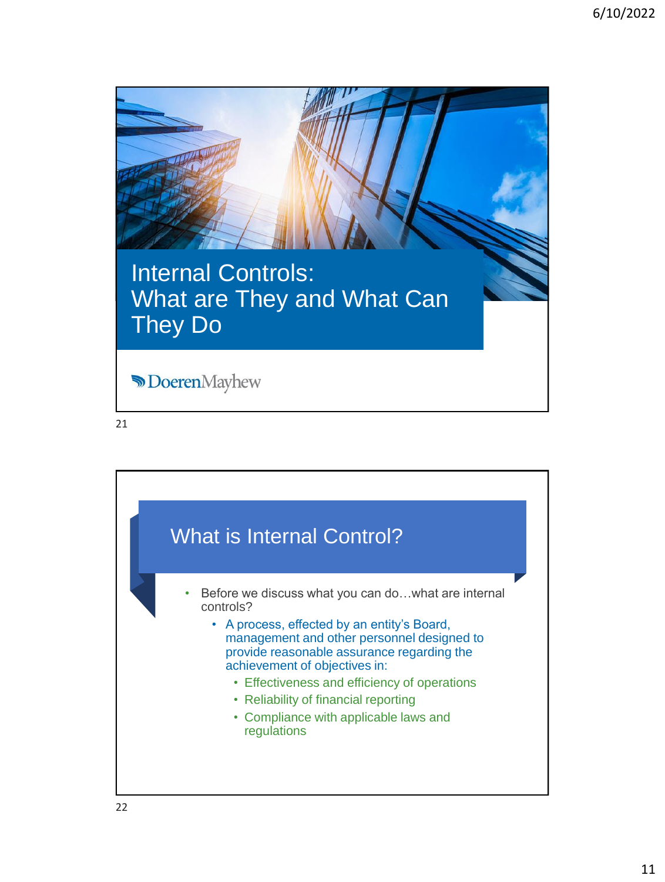# Internal Controls: What are They and What Can They Do

DoerenMayhew

## What is Internal Control?

- Before we discuss what you can do…what are internal controls?
  - A process, effected by an entity's Board, management and other personnel designed to provide reasonable assurance regarding the achievement of objectives in:
    - Effectiveness and efficiency of operations
    - Reliability of financial reporting
    - Compliance with applicable laws and regulations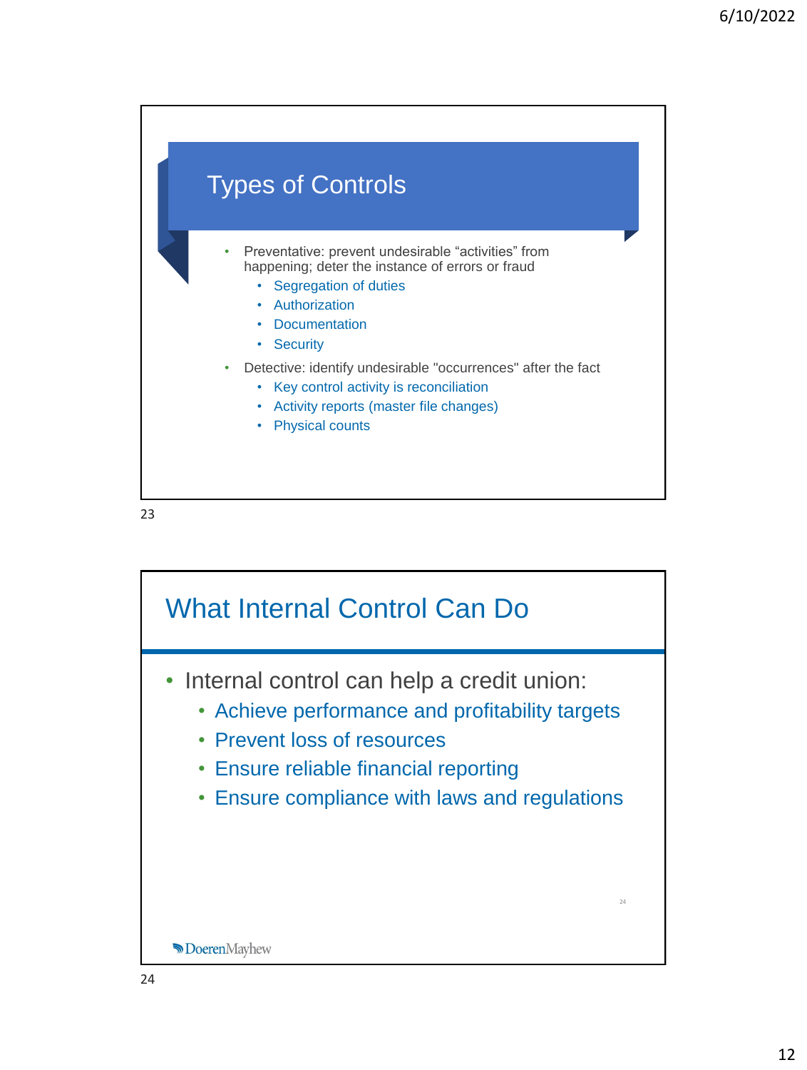## Types of Controls

- Preventative: prevent undesirable “activities” from happening; deter the instance of errors or fraud
  - Segregation of duties
  - Authorization
  - Documentation
  - Security
- Detective: identify undesirable "occurrences" after the fact
  - Key control activity is reconciliation
  - Activity reports (master file changes)
  - Physical counts

## What Internal Control Can Do

- Internal control can help a credit union:
  - Achieve performance and profitability targets
  - Prevent loss of resources
  - Ensure reliable financial reporting
  - Ensure compliance with laws and regulations

DoerenMayhew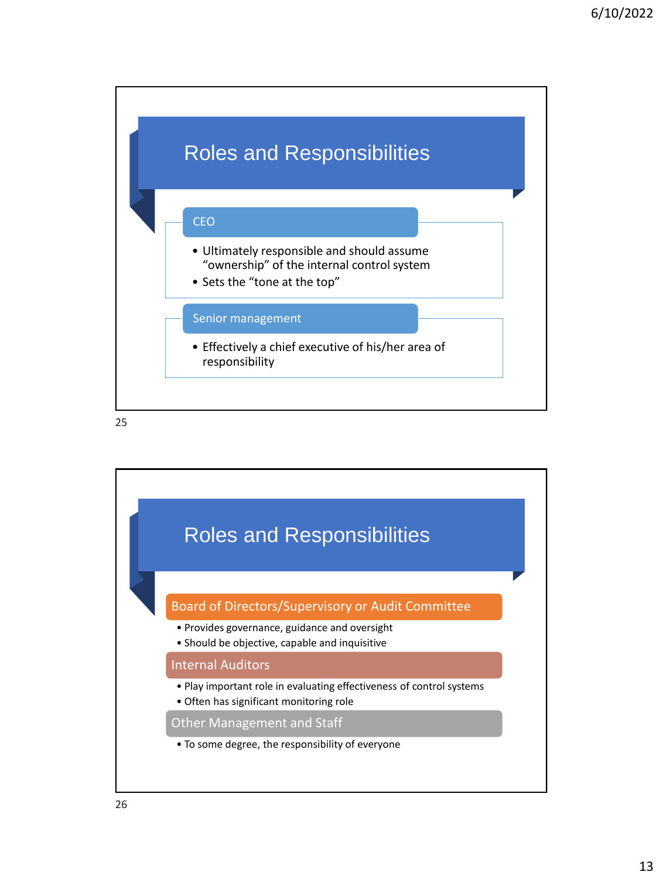## Roles and Responsibilities

### CEO

- Ultimately responsible and should assume "ownership" of the internal control system
- Sets the "tone at the top"

### Senior management

- Effectively a chief executive of his/her area of responsibility

## Roles and Responsibilities

### Board of Directors/Supervisory or Audit Committee

- Provides governance, guidance and oversight
- Should be objective, capable and inquisitive

### Internal Auditors

- Play important role in evaluating effectiveness of control systems
- Often has significant monitoring role

### Other Management and Staff

- To some degree, the responsibility of everyone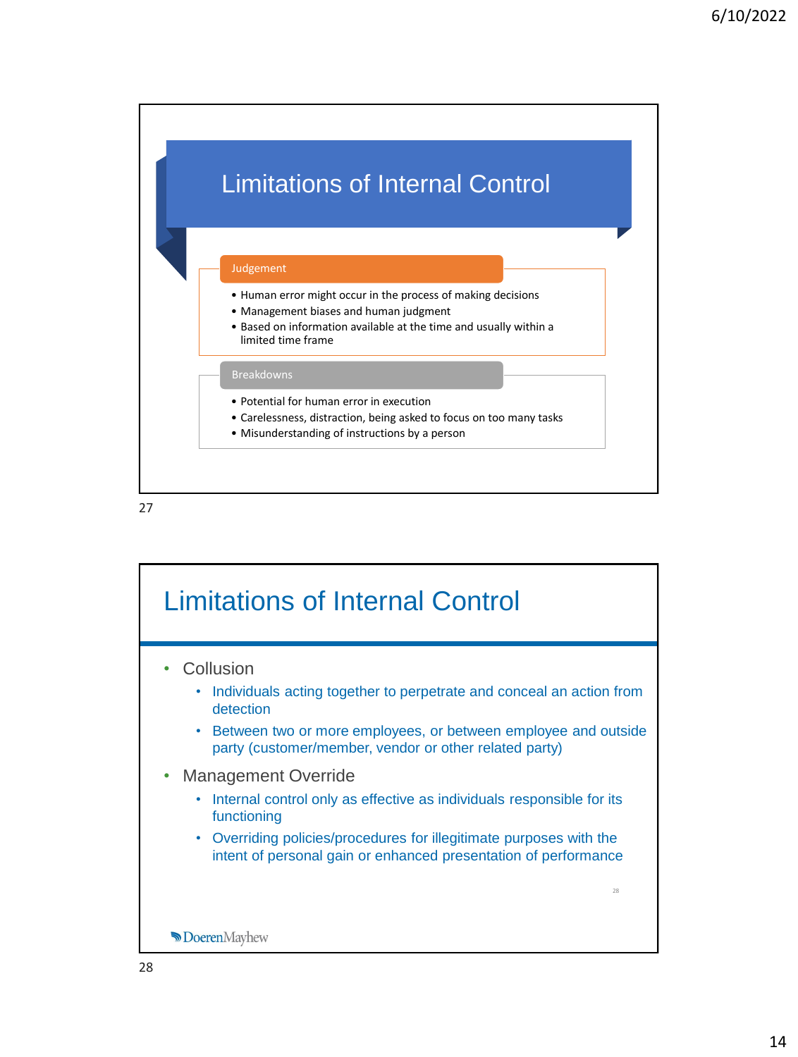## Limitations of Internal Control

**Judgement**

- Human error might occur in the process of making decisions
- Management biases and human judgment
- Based on information available at the time and usually within a limited time frame

**Breakdowns**

- Potential for human error in execution
- Carelessness, distraction, being asked to focus on too many tasks
- Misunderstanding of instructions by a person

## Limitations of Internal Control

- Collusion
  - Individuals acting together to perpetrate and conceal an action from detection
  - Between two or more employees, or between employee and outside party (customer/member, vendor or other related party)
- Management Override
  - Internal control only as effective as individuals responsible for its functioning
  - Overriding policies/procedures for illegitimate purposes with the intent of personal gain or enhanced presentation of performance

DoerenMayhew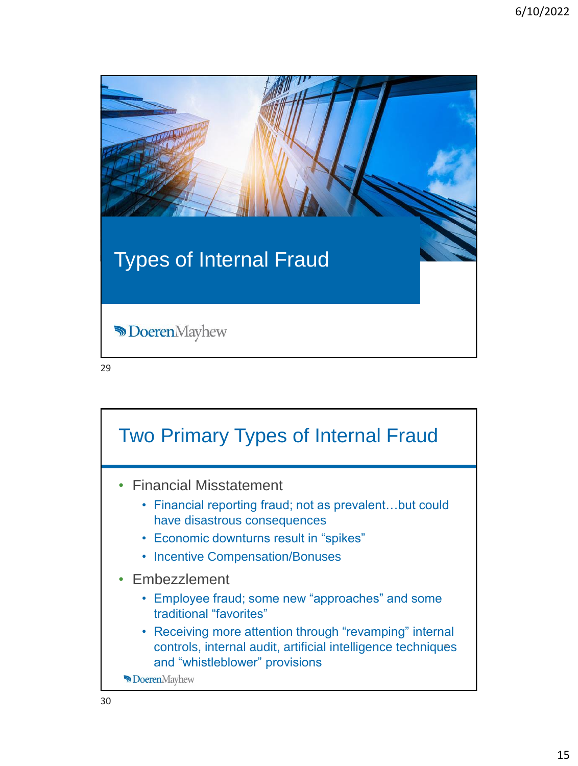# Types of Internal Fraud

DoerenMayhew

## Two Primary Types of Internal Fraud

- Financial Misstatement
  - Financial reporting fraud; not as prevalent…but could have disastrous consequences
  - Economic downturns result in “spikes”
  - Incentive Compensation/Bonuses
- Embezzlement
  - Employee fraud; some new “approaches” and some traditional “favorites”
  - Receiving more attention through “revamping” internal controls, internal audit, artificial intelligence techniques and “whistleblower” provisions

DoerenMayhew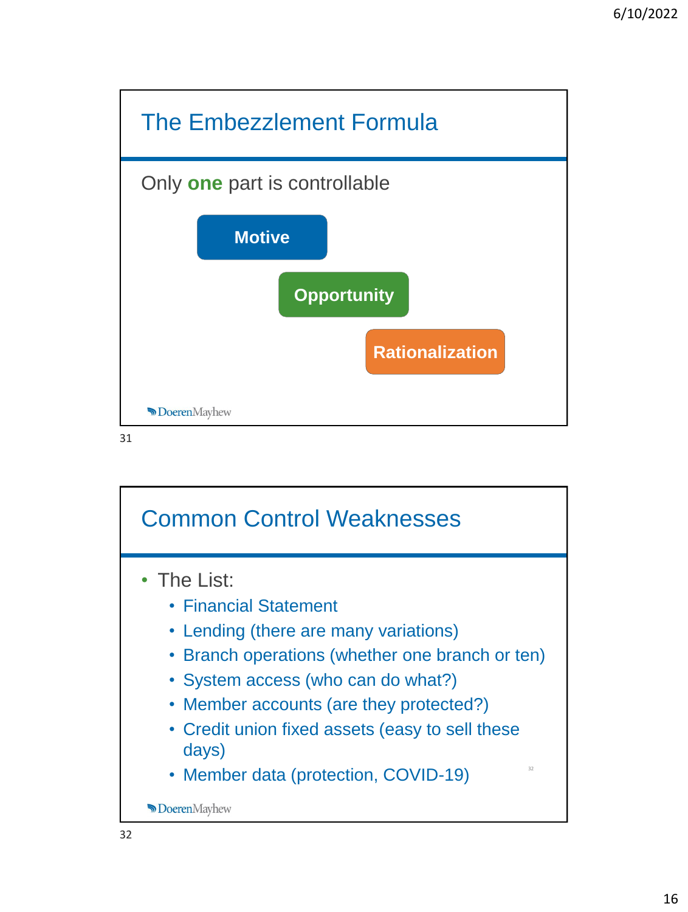## The Embezzlement Formula

Only **one** part is controllable

- Motive
- Opportunity
- Rationalization

DoerenMayhew

## Common Control Weaknesses

- The List:
  - Financial Statement
  - Lending (there are many variations)
  - Branch operations (whether one branch or ten)
  - System access (who can do what?)
  - Member accounts (are they protected?)
  - Credit union fixed assets (easy to sell these days)
  - Member data (protection, COVID-19)

DoerenMayhew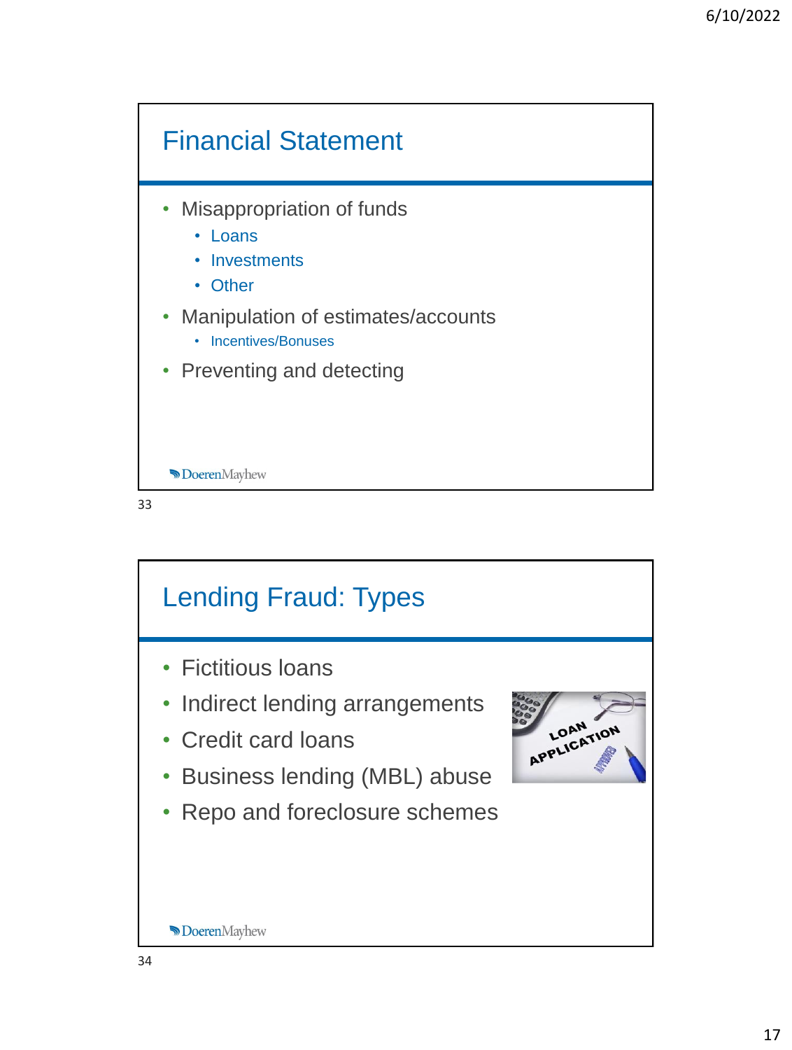## Financial Statement

- Misappropriation of funds
  - Loans
  - Investments
  - Other
- Manipulation of estimates/accounts
  - Incentives/Bonuses
- Preventing and detecting

## Lending Fraud: Types

- Fictitious loans
- Indirect lending arrangements
- Credit card loans
- Business lending (MBL) abuse
- Repo and foreclosure schemes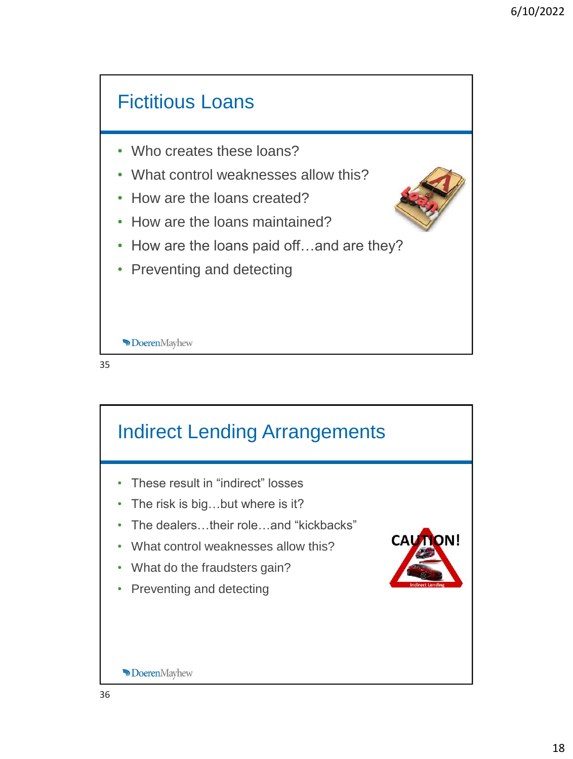## Fictitious Loans

- Who creates these loans?
- What control weaknesses allow this?
- How are the loans created?
- How are the loans maintained?
- How are the loans paid off…and are they?
- Preventing and detecting

## Indirect Lending Arrangements

- These result in "indirect" losses
- The risk is big…but where is it?
- The dealers…their role…and "kickbacks"
- What control weaknesses allow this?
- What do the fraudsters gain?
- Preventing and detecting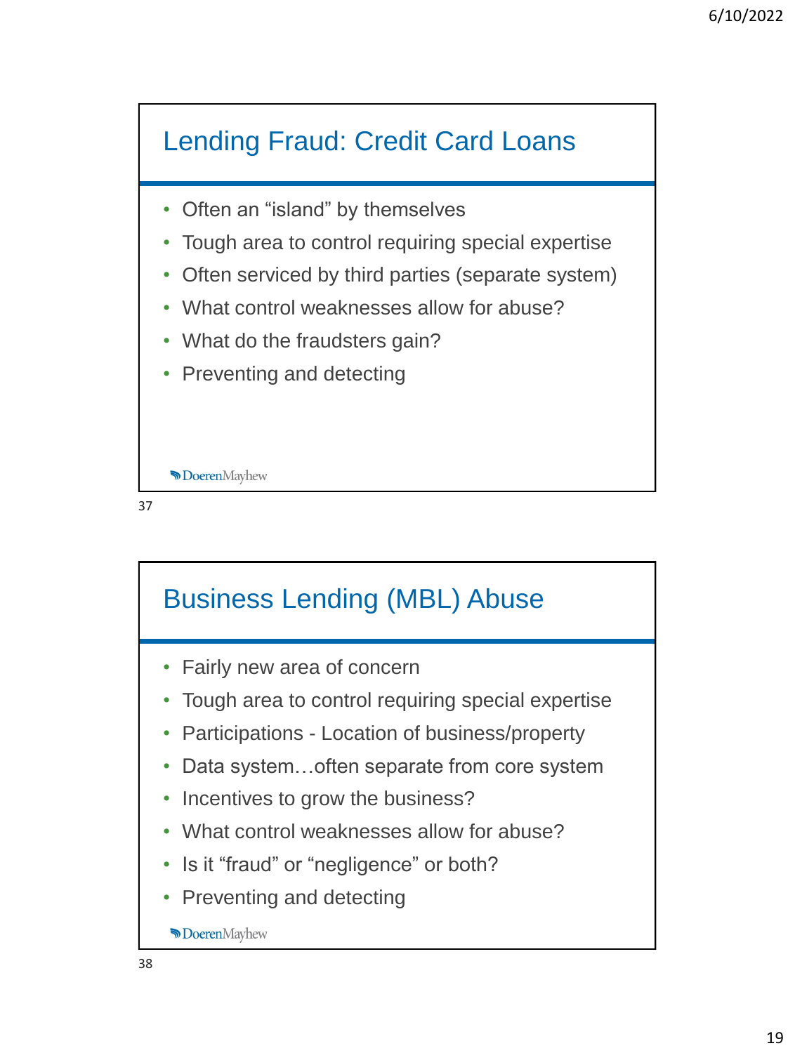## Lending Fraud: Credit Card Loans

- Often an "island" by themselves
- Tough area to control requiring special expertise
- Often serviced by third parties (separate system)
- What control weaknesses allow for abuse?
- What do the fraudsters gain?
- Preventing and detecting

## Business Lending (MBL) Abuse

- Fairly new area of concern
- Tough area to control requiring special expertise
- Participations - Location of business/property
- Data system…often separate from core system
- Incentives to grow the business?
- What control weaknesses allow for abuse?
- Is it "fraud" or "negligence" or both?
- Preventing and detecting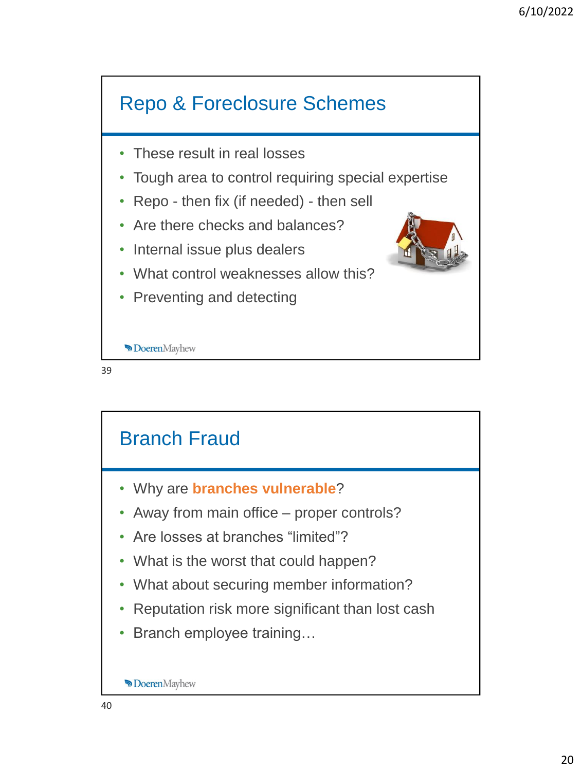## Repo & Foreclosure Schemes

- These result in real losses
- Tough area to control requiring special expertise
- Repo - then fix (if needed) - then sell
- Are there checks and balances?
- Internal issue plus dealers
- What control weaknesses allow this?
- Preventing and detecting

DoerenMayhew

## Branch Fraud

- Why are **branches vulnerable**?
- Away from main office – proper controls?
- Are losses at branches "limited"?
- What is the worst that could happen?
- What about securing member information?
- Reputation risk more significant than lost cash
- Branch employee training…

DoerenMayhew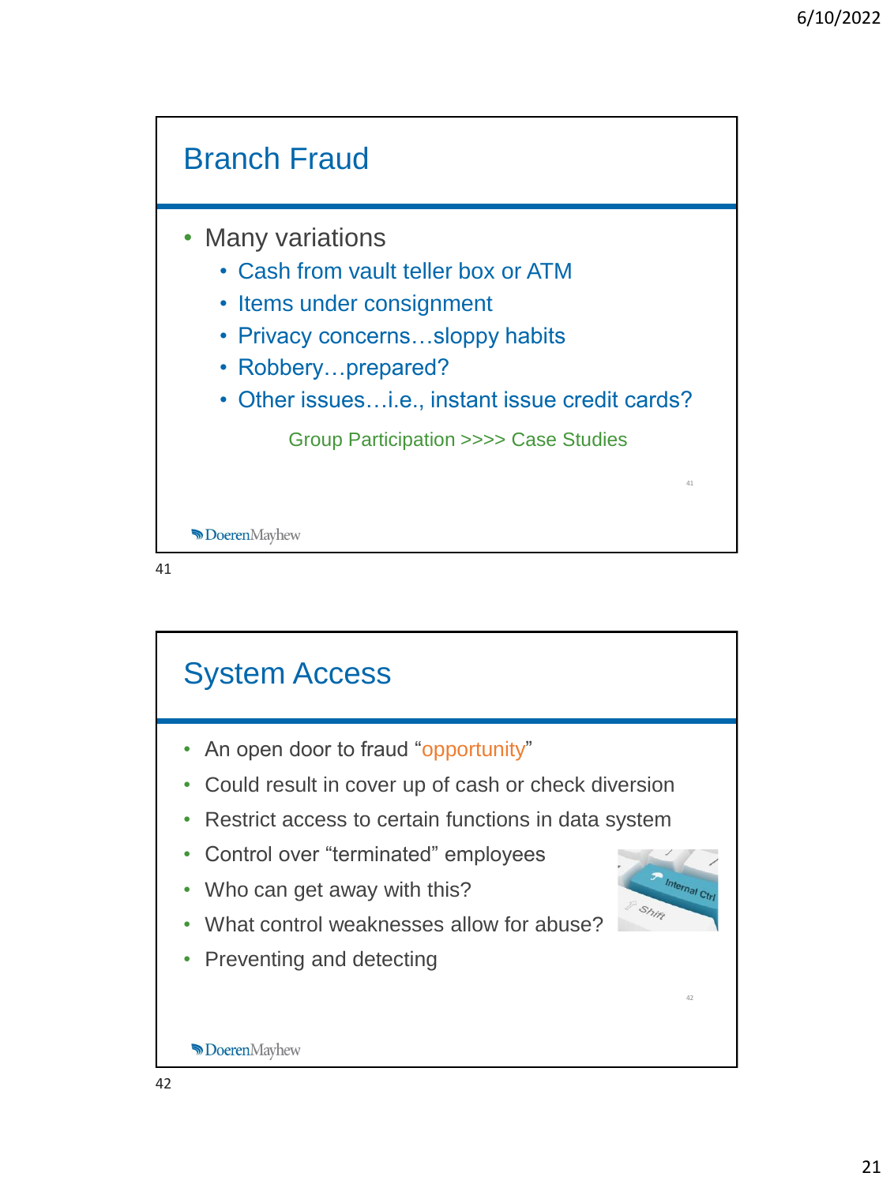## Branch Fraud

- Many variations
  - Cash from vault teller box or ATM
  - Items under consignment
  - Privacy concerns…sloppy habits
  - Robbery…prepared?
  - Other issues…i.e., instant issue credit cards?

Group Participation >>>> Case Studies

## System Access

- An open door to fraud "opportunity"
- Could result in cover up of cash or check diversion
- Restrict access to certain functions in data system
- Control over "terminated" employees
- Who can get away with this?
- What control weaknesses allow for abuse?
- Preventing and detecting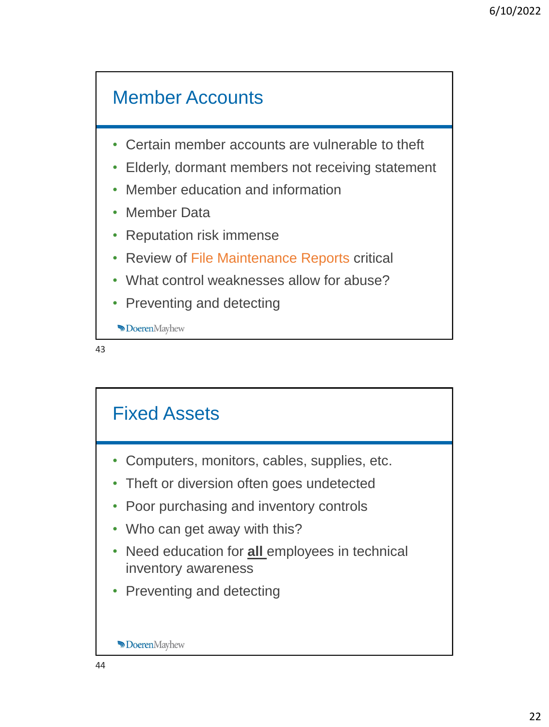## Member Accounts

- Certain member accounts are vulnerable to theft
- Elderly, dormant members not receiving statement
- Member education and information
- Member Data
- Reputation risk immense
- Review of File Maintenance Reports critical
- What control weaknesses allow for abuse?
- Preventing and detecting

DoerenMayhew

## Fixed Assets

- Computers, monitors, cables, supplies, etc.
- Theft or diversion often goes undetected
- Poor purchasing and inventory controls
- Who can get away with this?
- Need education for **all** employees in technical inventory awareness
- Preventing and detecting

DoerenMayhew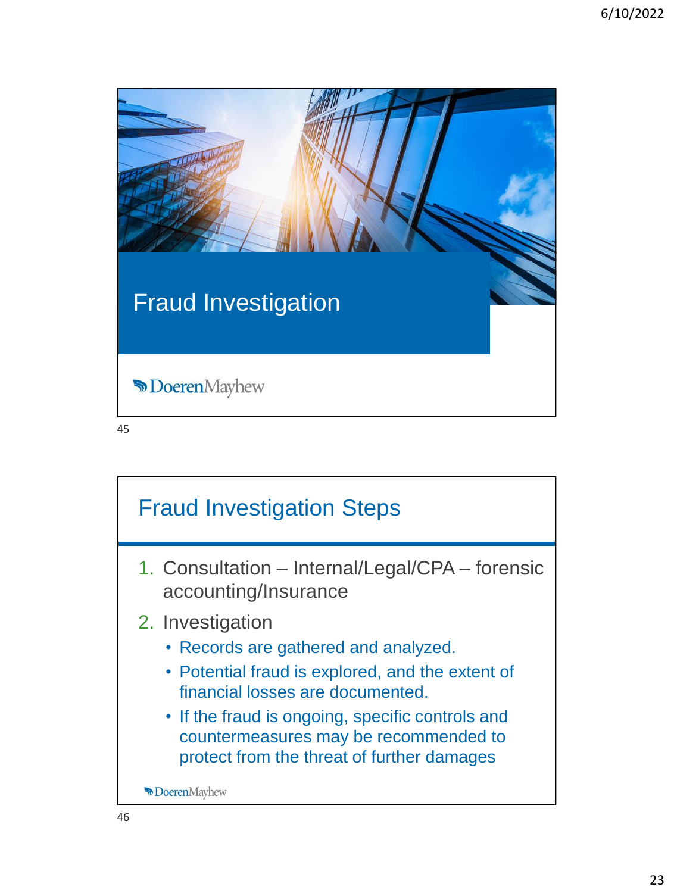# Fraud Investigation

DoerenMayhew

## Fraud Investigation Steps

1. Consultation – Internal/Legal/CPA – forensic accounting/Insurance
2. Investigation
   - Records are gathered and analyzed.
   - Potential fraud is explored, and the extent of financial losses are documented.
   - If the fraud is ongoing, specific controls and countermeasures may be recommended to protect from the threat of further damages

DoerenMayhew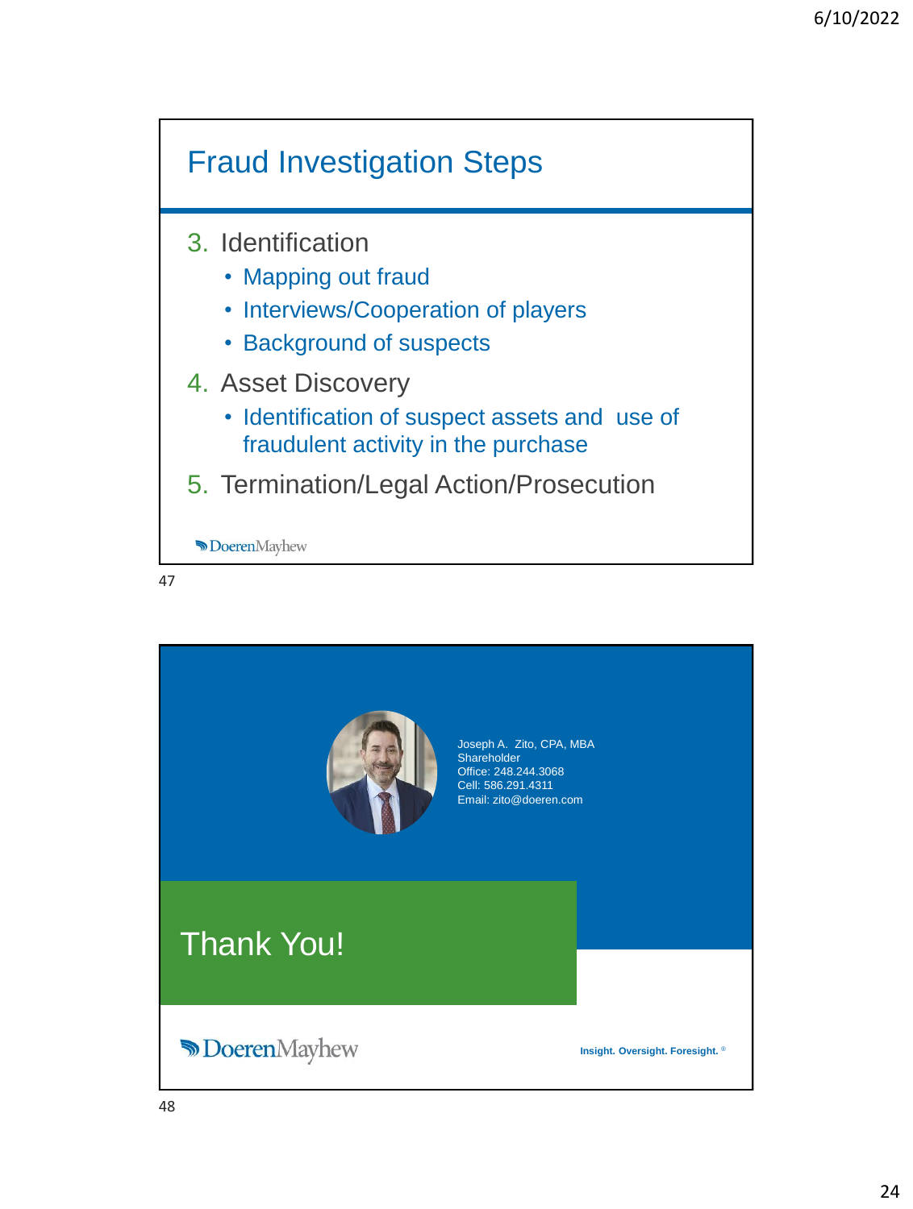## Fraud Investigation Steps

3. Identification
   - Mapping out fraud
   - Interviews/Cooperation of players
   - Background of suspects
4. Asset Discovery
   - Identification of suspect assets and use of fraudulent activity in the purchase
5. Termination/Legal Action/Prosecution

DoerenMayhew

Joseph A. Zito, CPA, MBA
Shareholder
Office: 248.244.3068
Cell: 586.291.4311
Email: zito@doeren.com

## Thank You!

DoerenMayhew

Insight. Oversight. Foresight.®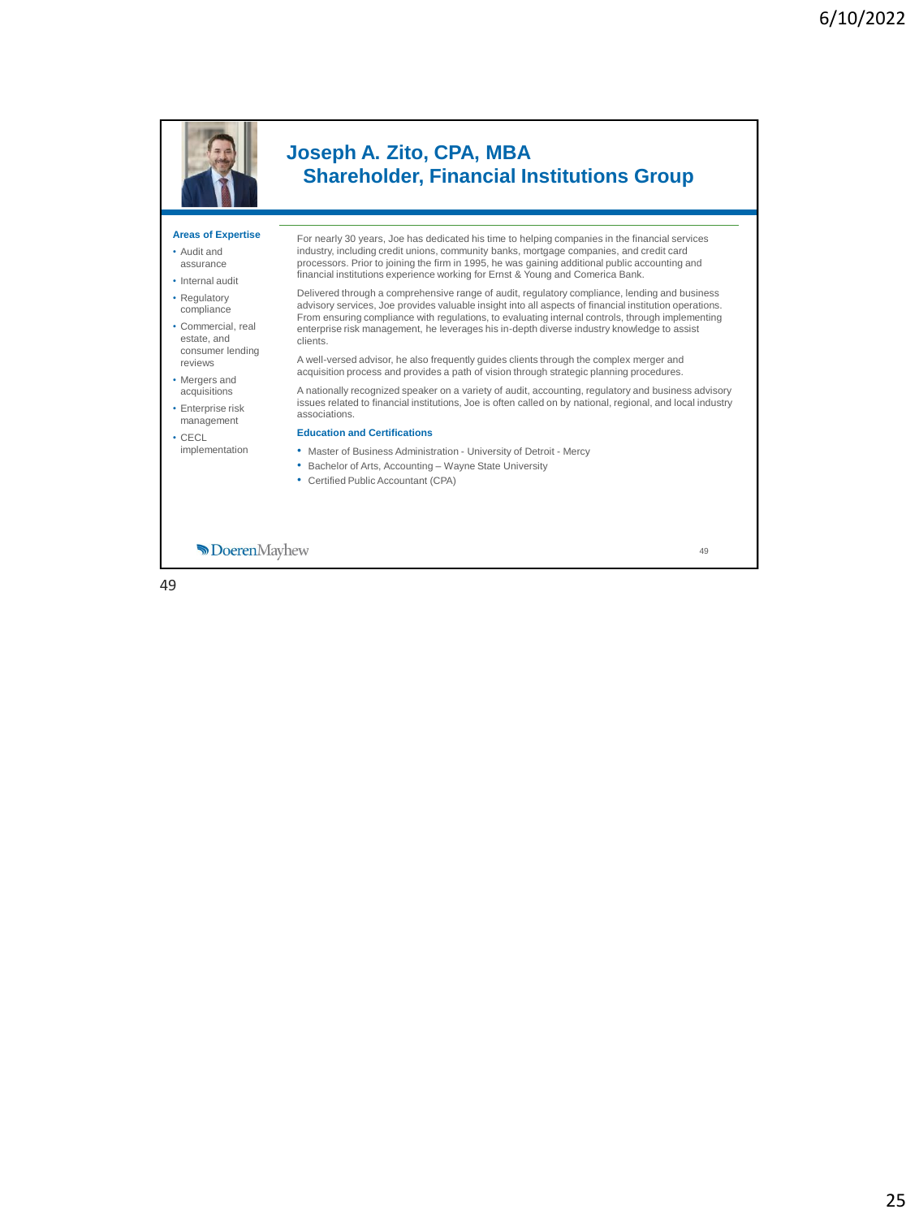# Joseph A. Zito, CPA, MBA
## Shareholder, Financial Institutions Group

**Areas of Expertise**

- Audit and assurance
- Internal audit
- Regulatory compliance
- Commercial, real estate, and consumer lending reviews
- Mergers and acquisitions
- Enterprise risk management
- CECL implementation

For nearly 30 years, Joe has dedicated his time to helping companies in the financial services industry, including credit unions, community banks, mortgage companies, and credit card processors. Prior to joining the firm in 1995, he was gaining additional public accounting and financial institutions experience working for Ernst & Young and Comerica Bank.

Delivered through a comprehensive range of audit, regulatory compliance, lending and business advisory services, Joe provides valuable insight into all aspects of financial institution operations. From ensuring compliance with regulations, to evaluating internal controls, through implementing enterprise risk management, he leverages his in-depth diverse industry knowledge to assist clients.

A well-versed advisor, he also frequently guides clients through the complex merger and acquisition process and provides a path of vision through strategic planning procedures.

A nationally recognized speaker on a variety of audit, accounting, regulatory and business advisory issues related to financial institutions, Joe is often called on by national, regional, and local industry associations.

**Education and Certifications**

- Master of Business Administration - University of Detroit - Mercy
- Bachelor of Arts, Accounting – Wayne State University
- Certified Public Accountant (CPA)

DoerenMayhew